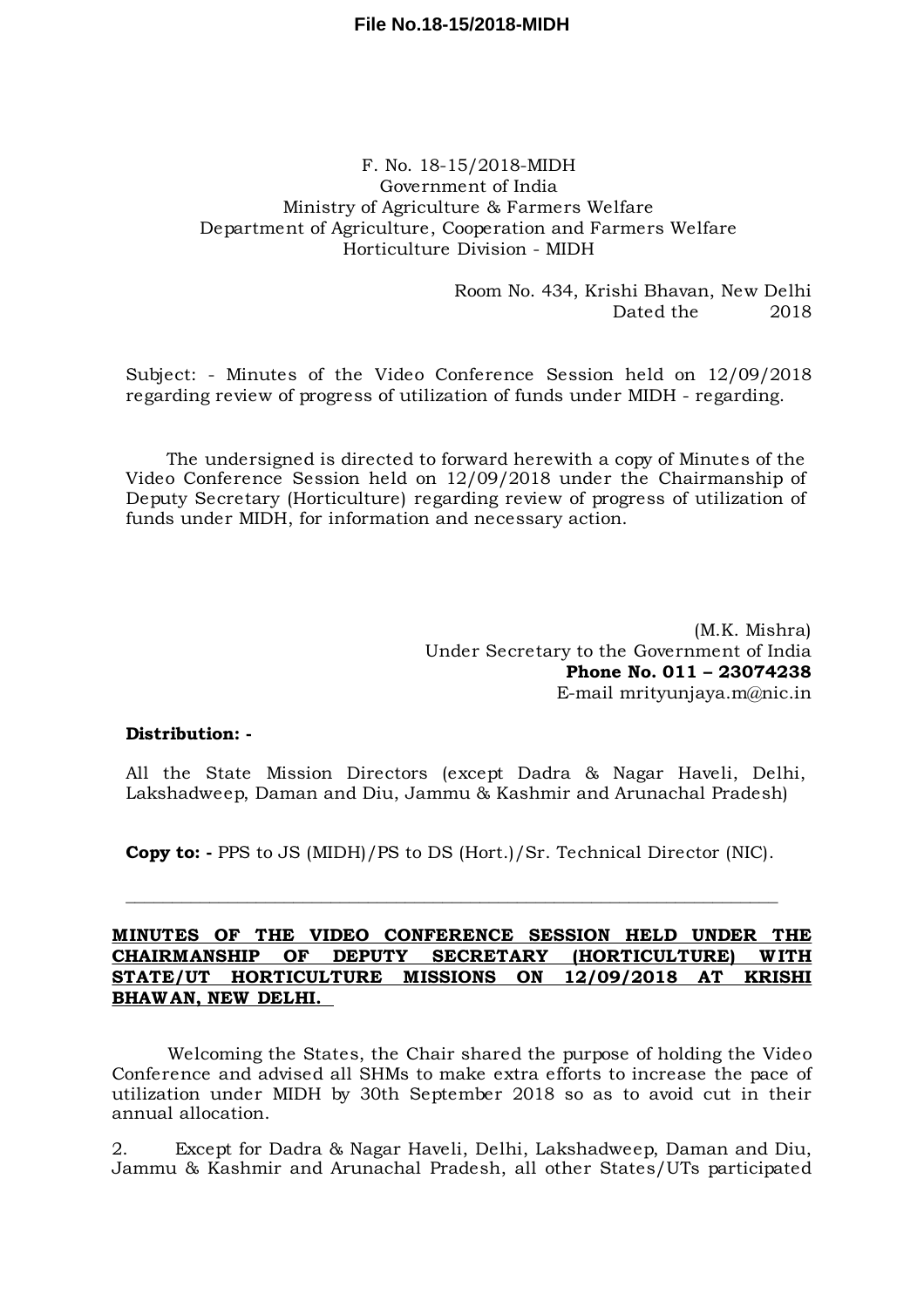F. No. 18-15/2018-MIDH
Government of India
Ministry of Agriculture & Farmers Welfare
Department of Agriculture, Cooperation and Farmers Welfare
Horticulture Division - MIDH

Room No. 434, Krishi Bhavan, New Delhi
Dated the 2018

Subject: - Minutes of the Video Conference Session held on 12/09/2018 regarding review of progress of utilization of funds under MIDH - regarding.

The undersigned is directed to forward herewith a copy of Minutes of the Video Conference Session held on 12/09/2018 under the Chairmanship of Deputy Secretary (Horticulture) regarding review of progress of utilization of funds under MIDH, for information and necessary action.

(M.K. Mishra)
Under Secretary to the Government of India
**Phone No. 011 – 23074238**
E-mail mrityunjaya.m@nic.in

**Distribution: -**

All the State Mission Directors (except Dadra & Nagar Haveli, Delhi, Lakshadweep, Daman and Diu, Jammu & Kashmir and Arunachal Pradesh)

**Copy to: -** PPS to JS (MIDH)/PS to DS (Hort.)/Sr. Technical Director (NIC).

---

**MINUTES OF THE VIDEO CONFERENCE SESSION HELD UNDER THE CHAIRMANSHIP OF DEPUTY SECRETARY (HORTICULTURE) WITH STATE/UT HORTICULTURE MISSIONS ON 12/09/2018 AT KRISHI BHAWAN, NEW DELHI.**

Welcoming the States, the Chair shared the purpose of holding the Video Conference and advised all SHMs to make extra efforts to increase the pace of utilization under MIDH by 30th September 2018 so as to avoid cut in their annual allocation.

2. Except for Dadra & Nagar Haveli, Delhi, Lakshadweep, Daman and Diu, Jammu & Kashmir and Arunachal Pradesh, all other States/UTs participated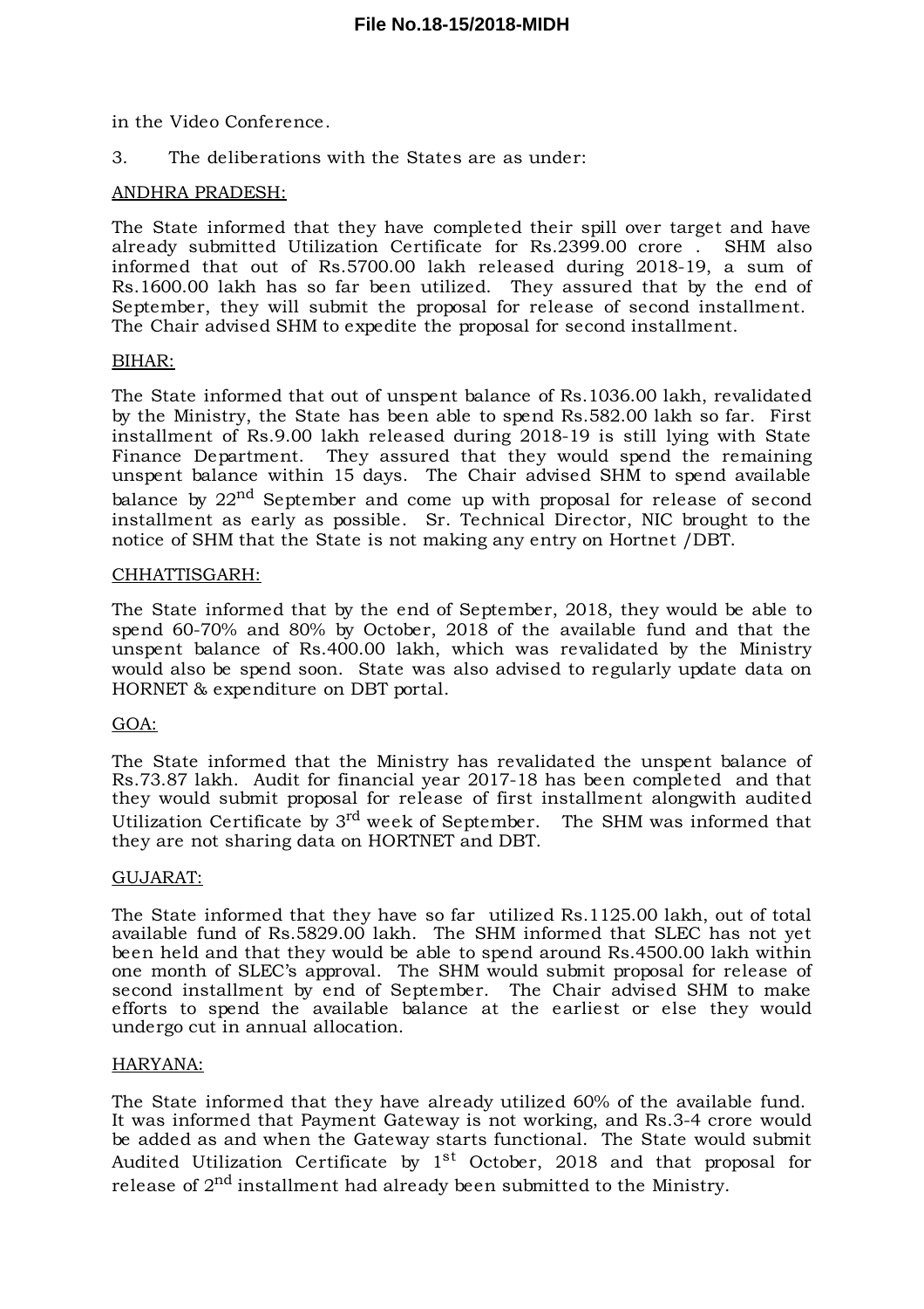in the Video Conference.

3. The deliberations with the States are as under:

ANDHRA PRADESH:

The State informed that they have completed their spill over target and have already submitted Utilization Certificate for Rs.2399.00 crore . SHM also informed that out of Rs.5700.00 lakh released during 2018-19, a sum of Rs.1600.00 lakh has so far been utilized. They assured that by the end of September, they will submit the proposal for release of second installment. The Chair advised SHM to expedite the proposal for second installment.

BIHAR:

The State informed that out of unspent balance of Rs.1036.00 lakh, revalidated by the Ministry, the State has been able to spend Rs.582.00 lakh so far. First installment of Rs.9.00 lakh released during 2018-19 is still lying with State Finance Department. They assured that they would spend the remaining unspent balance within 15 days. The Chair advised SHM to spend available balance by 22nd September and come up with proposal for release of second installment as early as possible. Sr. Technical Director, NIC brought to the notice of SHM that the State is not making any entry on Hortnet /DBT.

CHHATTISGARH:

The State informed that by the end of September, 2018, they would be able to spend 60-70% and 80% by October, 2018 of the available fund and that the unspent balance of Rs.400.00 lakh, which was revalidated by the Ministry would also be spend soon. State was also advised to regularly update data on HORNET & expenditure on DBT portal.

GOA:

The State informed that the Ministry has revalidated the unspent balance of Rs.73.87 lakh. Audit for financial year 2017-18 has been completed and that they would submit proposal for release of first installment alongwith audited Utilization Certificate by 3rd week of September. The SHM was informed that they are not sharing data on HORTNET and DBT.

GUJARAT:

The State informed that they have so far utilized Rs.1125.00 lakh, out of total available fund of Rs.5829.00 lakh. The SHM informed that SLEC has not yet been held and that they would be able to spend around Rs.4500.00 lakh within one month of SLEC's approval. The SHM would submit proposal for release of second installment by end of September. The Chair advised SHM to make efforts to spend the available balance at the earliest or else they would undergo cut in annual allocation.

HARYANA:

The State informed that they have already utilized 60% of the available fund. It was informed that Payment Gateway is not working, and Rs.3-4 crore would be added as and when the Gateway starts functional. The State would submit Audited Utilization Certificate by 1st October, 2018 and that proposal for release of 2nd installment had already been submitted to the Ministry.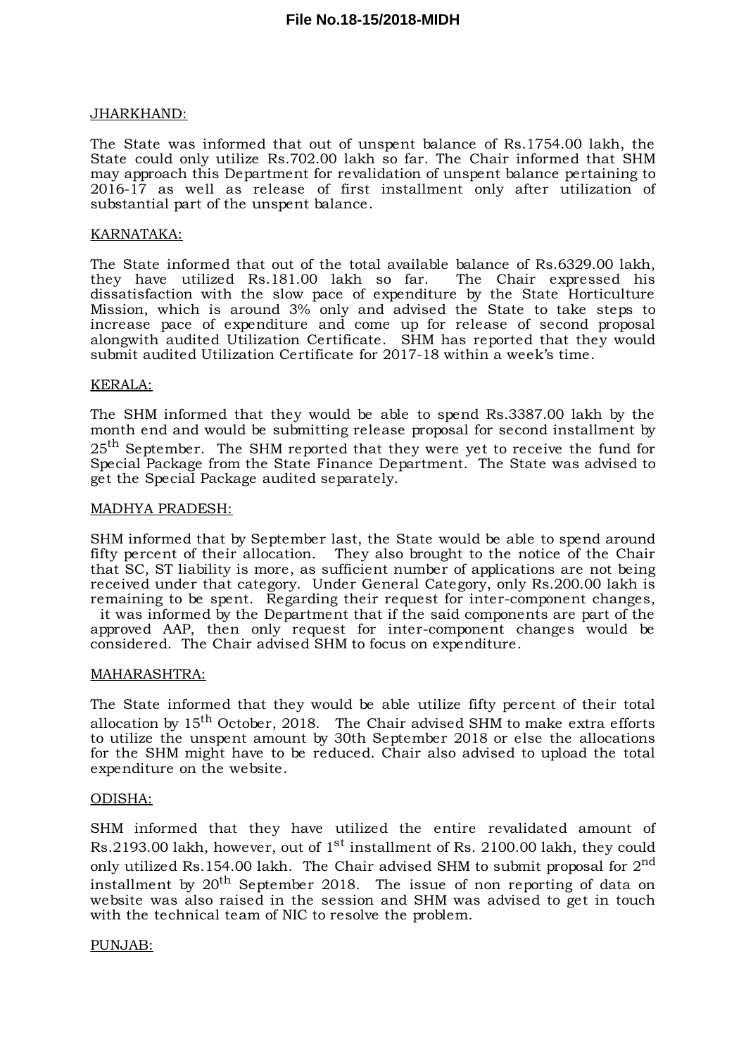JHARKHAND:

The State was informed that out of unspent balance of Rs.1754.00 lakh, the State could only utilize Rs.702.00 lakh so far. The Chair informed that SHM may approach this Department for revalidation of unspent balance pertaining to 2016-17 as well as release of first installment only after utilization of substantial part of the unspent balance.

KARNATAKA:

The State informed that out of the total available balance of Rs.6329.00 lakh, they have utilized Rs.181.00 lakh so far. The Chair expressed his dissatisfaction with the slow pace of expenditure by the State Horticulture Mission, which is around 3% only and advised the State to take steps to increase pace of expenditure and come up for release of second proposal alongwith audited Utilization Certificate. SHM has reported that they would submit audited Utilization Certificate for 2017-18 within a week's time.

KERALA:

The SHM informed that they would be able to spend Rs.3387.00 lakh by the month end and would be submitting release proposal for second installment by 25th September. The SHM reported that they were yet to receive the fund for Special Package from the State Finance Department. The State was advised to get the Special Package audited separately.

MADHYA PRADESH:

SHM informed that by September last, the State would be able to spend around fifty percent of their allocation. They also brought to the notice of the Chair that SC, ST liability is more, as sufficient number of applications are not being received under that category. Under General Category, only Rs.200.00 lakh is remaining to be spent. Regarding their request for inter-component changes, it was informed by the Department that if the said components are part of the approved AAP, then only request for inter-component changes would be considered. The Chair advised SHM to focus on expenditure.

MAHARASHTRA:

The State informed that they would be able utilize fifty percent of their total allocation by 15th October, 2018. The Chair advised SHM to make extra efforts to utilize the unspent amount by 30th September 2018 or else the allocations for the SHM might have to be reduced. Chair also advised to upload the total expenditure on the website.

ODISHA:

SHM informed that they have utilized the entire revalidated amount of Rs.2193.00 lakh, however, out of 1st installment of Rs. 2100.00 lakh, they could only utilized Rs.154.00 lakh. The Chair advised SHM to submit proposal for 2nd installment by 20th September 2018. The issue of non reporting of data on website was also raised in the session and SHM was advised to get in touch with the technical team of NIC to resolve the problem.

PUNJAB: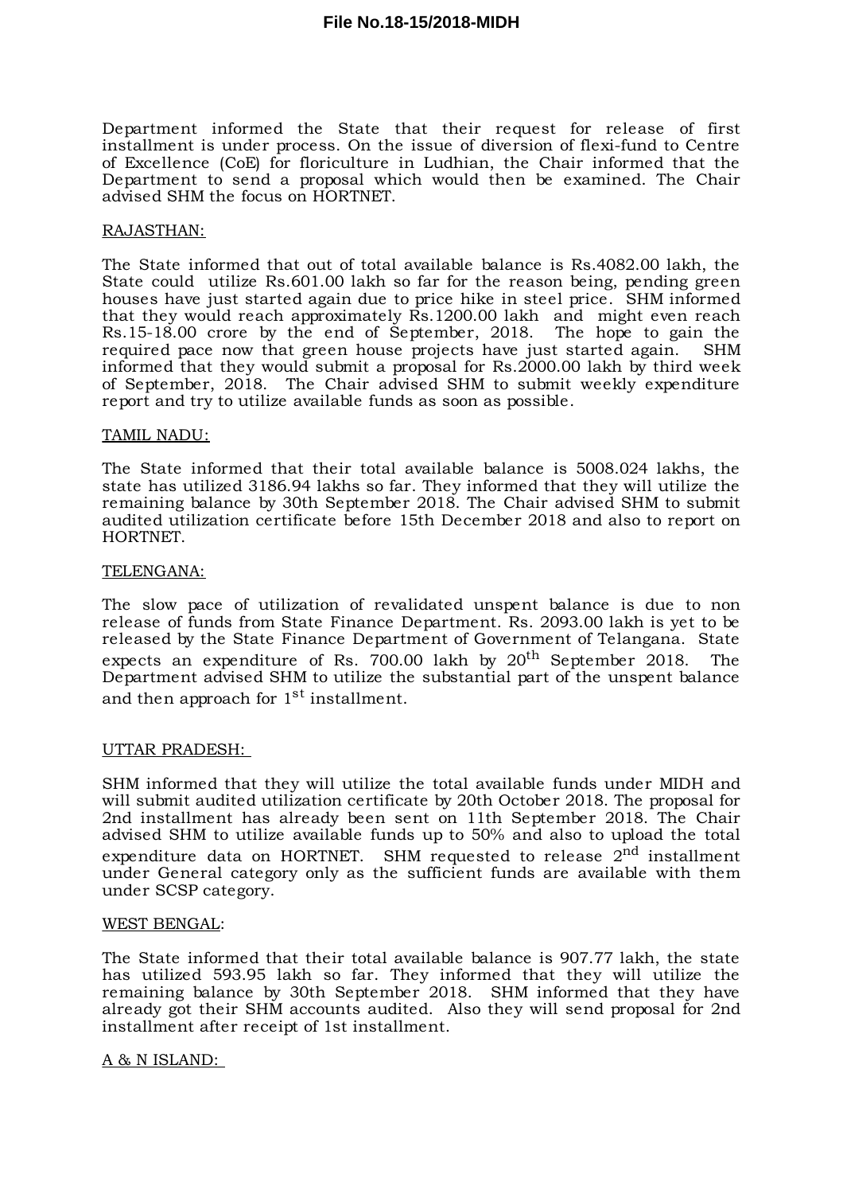Department informed the State that their request for release of first installment is under process. On the issue of diversion of flexi-fund to Centre of Excellence (CoE) for floriculture in Ludhian, the Chair informed that the Department to send a proposal which would then be examined. The Chair advised SHM the focus on HORTNET.

RAJASTHAN:

The State informed that out of total available balance is Rs.4082.00 lakh, the State could utilize Rs.601.00 lakh so far for the reason being, pending green houses have just started again due to price hike in steel price. SHM informed that they would reach approximately Rs.1200.00 lakh and might even reach Rs.15-18.00 crore by the end of September, 2018. The hope to gain the required pace now that green house projects have just started again. SHM informed that they would submit a proposal for Rs.2000.00 lakh by third week of September, 2018. The Chair advised SHM to submit weekly expenditure report and try to utilize available funds as soon as possible.

TAMIL NADU:

The State informed that their total available balance is 5008.024 lakhs, the state has utilized 3186.94 lakhs so far. They informed that they will utilize the remaining balance by 30th September 2018. The Chair advised SHM to submit audited utilization certificate before 15th December 2018 and also to report on HORTNET.

TELENGANA:

The slow pace of utilization of revalidated unspent balance is due to non release of funds from State Finance Department. Rs. 2093.00 lakh is yet to be released by the State Finance Department of Government of Telangana. State expects an expenditure of Rs. 700.00 lakh by 20th September 2018. The Department advised SHM to utilize the substantial part of the unspent balance and then approach for 1st installment.

UTTAR PRADESH:

SHM informed that they will utilize the total available funds under MIDH and will submit audited utilization certificate by 20th October 2018. The proposal for 2nd installment has already been sent on 11th September 2018. The Chair advised SHM to utilize available funds up to 50% and also to upload the total expenditure data on HORTNET. SHM requested to release 2nd installment under General category only as the sufficient funds are available with them under SCSP category.

WEST BENGAL:

The State informed that their total available balance is 907.77 lakh, the state has utilized 593.95 lakh so far. They informed that they will utilize the remaining balance by 30th September 2018. SHM informed that they have already got their SHM accounts audited. Also they will send proposal for 2nd installment after receipt of 1st installment.

A & N ISLAND: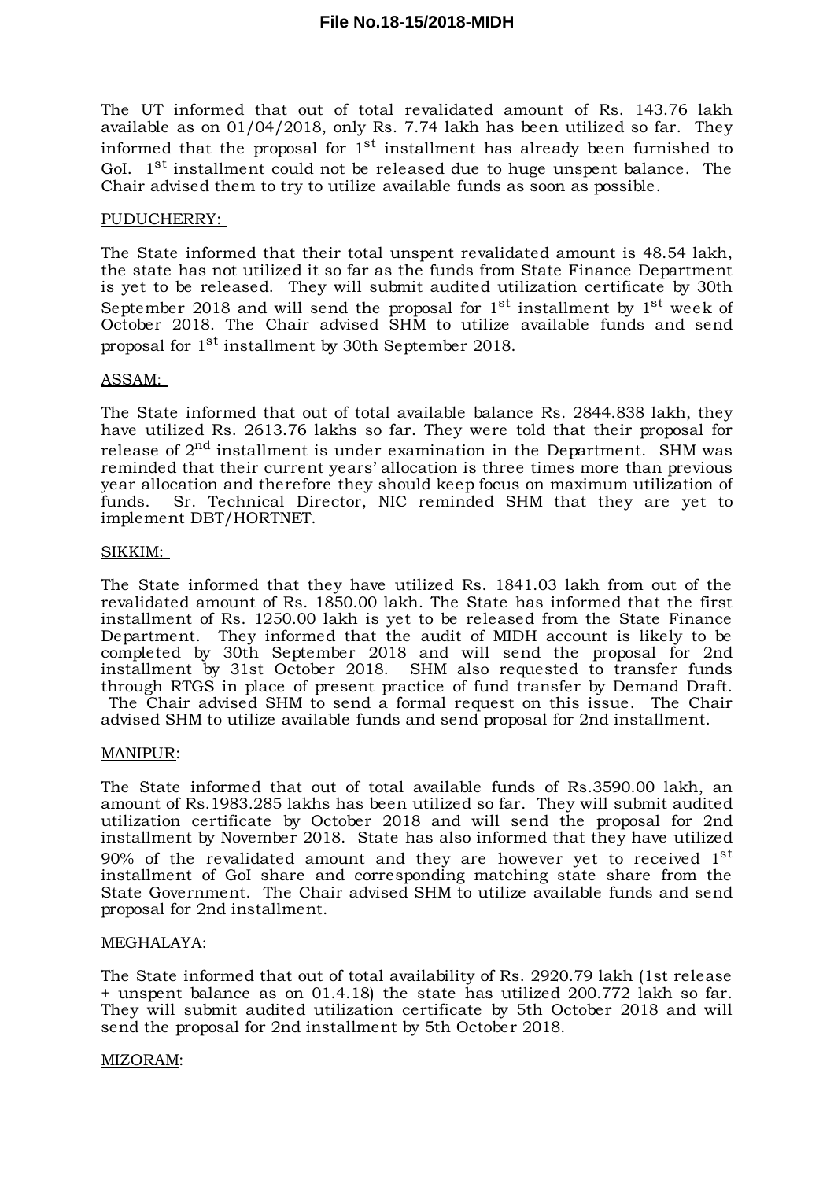The UT informed that out of total revalidated amount of Rs. 143.76 lakh available as on 01/04/2018, only Rs. 7.74 lakh has been utilized so far. They informed that the proposal for 1st installment has already been furnished to GoI. 1st installment could not be released due to huge unspent balance. The Chair advised them to try to utilize available funds as soon as possible.

PUDUCHERRY:

The State informed that their total unspent revalidated amount is 48.54 lakh, the state has not utilized it so far as the funds from State Finance Department is yet to be released. They will submit audited utilization certificate by 30th September 2018 and will send the proposal for 1st installment by 1st week of October 2018. The Chair advised SHM to utilize available funds and send proposal for 1st installment by 30th September 2018.

ASSAM:

The State informed that out of total available balance Rs. 2844.838 lakh, they have utilized Rs. 2613.76 lakhs so far. They were told that their proposal for release of 2nd installment is under examination in the Department. SHM was reminded that their current years' allocation is three times more than previous year allocation and therefore they should keep focus on maximum utilization of funds. Sr. Technical Director, NIC reminded SHM that they are yet to implement DBT/HORTNET.

SIKKIM:

The State informed that they have utilized Rs. 1841.03 lakh from out of the revalidated amount of Rs. 1850.00 lakh. The State has informed that the first installment of Rs. 1250.00 lakh is yet to be released from the State Finance Department. They informed that the audit of MIDH account is likely to be completed by 30th September 2018 and will send the proposal for 2nd installment by 31st October 2018. SHM also requested to transfer funds through RTGS in place of present practice of fund transfer by Demand Draft. The Chair advised SHM to send a formal request on this issue. The Chair advised SHM to utilize available funds and send proposal for 2nd installment.

MANIPUR:

The State informed that out of total available funds of Rs.3590.00 lakh, an amount of Rs.1983.285 lakhs has been utilized so far. They will submit audited utilization certificate by October 2018 and will send the proposal for 2nd installment by November 2018. State has also informed that they have utilized 90% of the revalidated amount and they are however yet to received 1st installment of GoI share and corresponding matching state share from the State Government. The Chair advised SHM to utilize available funds and send proposal for 2nd installment.

MEGHALAYA:

The State informed that out of total availability of Rs. 2920.79 lakh (1st release + unspent balance as on 01.4.18) the state has utilized 200.772 lakh so far. They will submit audited utilization certificate by 5th October 2018 and will send the proposal for 2nd installment by 5th October 2018.

MIZORAM: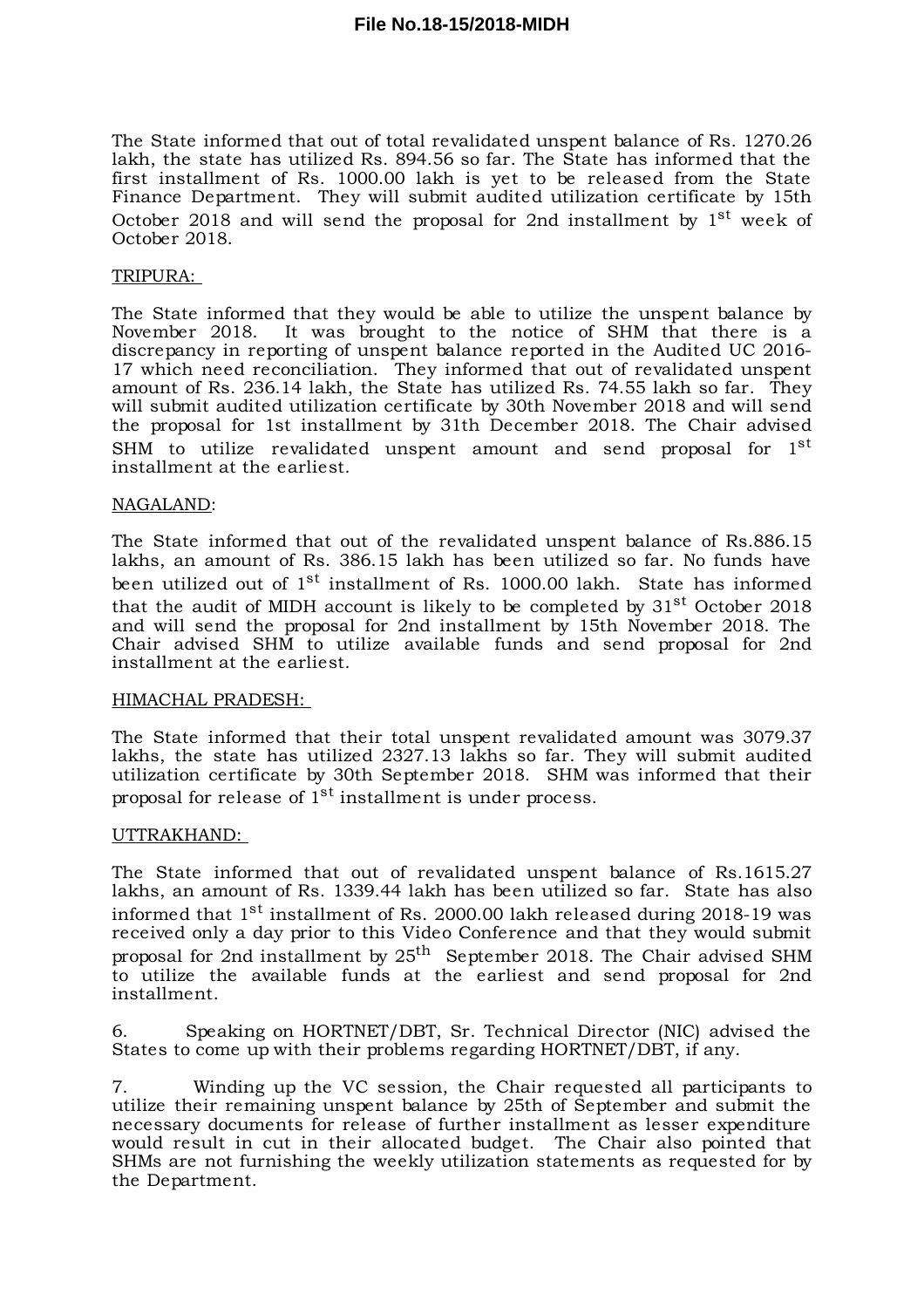The State informed that out of total revalidated unspent balance of Rs. 1270.26 lakh, the state has utilized Rs. 894.56 so far. The State has informed that the first installment of Rs. 1000.00 lakh is yet to be released from the State Finance Department. They will submit audited utilization certificate by 15th October 2018 and will send the proposal for 2nd installment by 1st week of October 2018.

TRIPURA:

The State informed that they would be able to utilize the unspent balance by November 2018. It was brought to the notice of SHM that there is a discrepancy in reporting of unspent balance reported in the Audited UC 2016-17 which need reconciliation. They informed that out of revalidated unspent amount of Rs. 236.14 lakh, the State has utilized Rs. 74.55 lakh so far. They will submit audited utilization certificate by 30th November 2018 and will send the proposal for 1st installment by 31th December 2018. The Chair advised SHM to utilize revalidated unspent amount and send proposal for 1st installment at the earliest.

NAGALAND:

The State informed that out of the revalidated unspent balance of Rs.886.15 lakhs, an amount of Rs. 386.15 lakh has been utilized so far. No funds have been utilized out of 1st installment of Rs. 1000.00 lakh. State has informed that the audit of MIDH account is likely to be completed by 31st October 2018 and will send the proposal for 2nd installment by 15th November 2018. The Chair advised SHM to utilize available funds and send proposal for 2nd installment at the earliest.

HIMACHAL PRADESH:

The State informed that their total unspent revalidated amount was 3079.37 lakhs, the state has utilized 2327.13 lakhs so far. They will submit audited utilization certificate by 30th September 2018. SHM was informed that their proposal for release of 1st installment is under process.

UTTRAKHAND:

The State informed that out of revalidated unspent balance of Rs.1615.27 lakhs, an amount of Rs. 1339.44 lakh has been utilized so far. State has also informed that 1st installment of Rs. 2000.00 lakh released during 2018-19 was received only a day prior to this Video Conference and that they would submit proposal for 2nd installment by 25th September 2018. The Chair advised SHM to utilize the available funds at the earliest and send proposal for 2nd installment.

6. Speaking on HORTNET/DBT, Sr. Technical Director (NIC) advised the States to come up with their problems regarding HORTNET/DBT, if any.

7. Winding up the VC session, the Chair requested all participants to utilize their remaining unspent balance by 25th of September and submit the necessary documents for release of further installment as lesser expenditure would result in cut in their allocated budget. The Chair also pointed that SHMs are not furnishing the weekly utilization statements as requested for by the Department.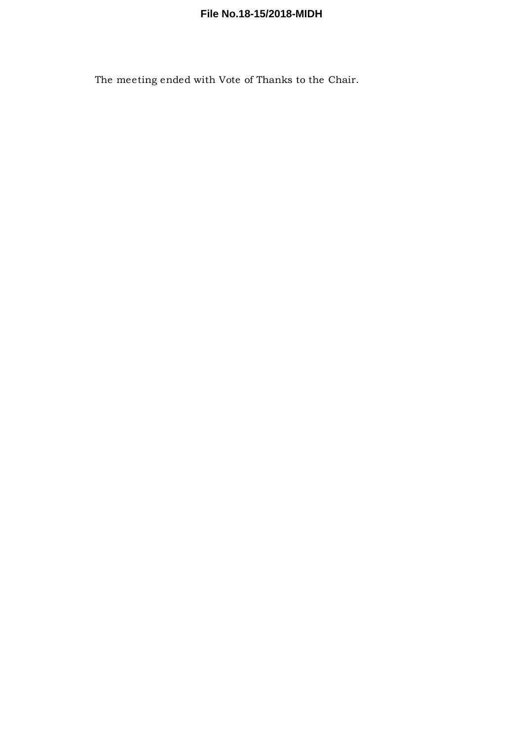The meeting ended with Vote of Thanks to the Chair.